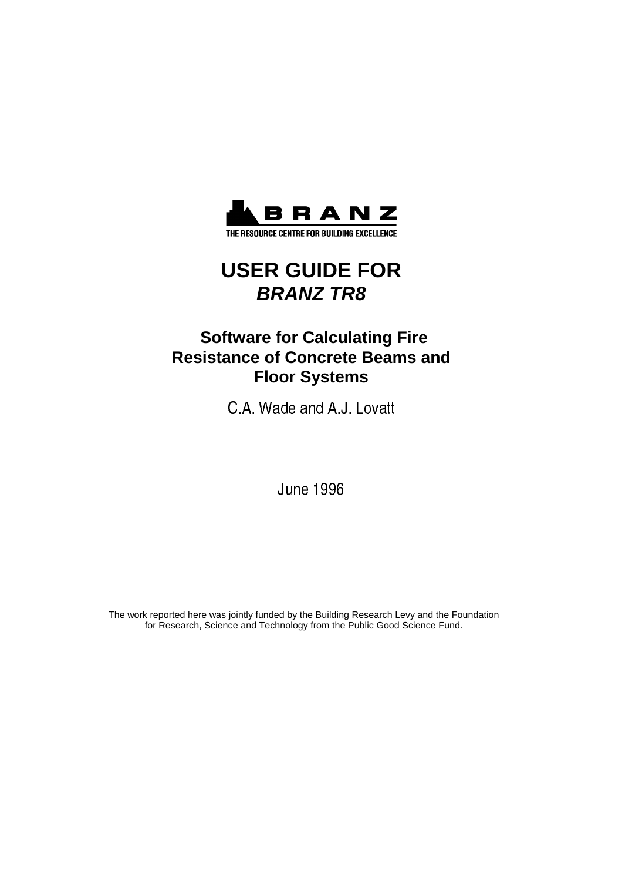BRANZ

THE RESOURCE CENTRE FOR BUILDING EXCELLENCE

# USER GUIDE FOR *BRANZ TR8*

## Software for Calculating Fire Resistance of Concrete Beams and Floor Systems

C.A. Wade and A.J. Lovatt

June 1996

The work reported here was jointly funded by the Building Research Levy and the Foundation for Research, Science and Technology from the Public Good Science Fund.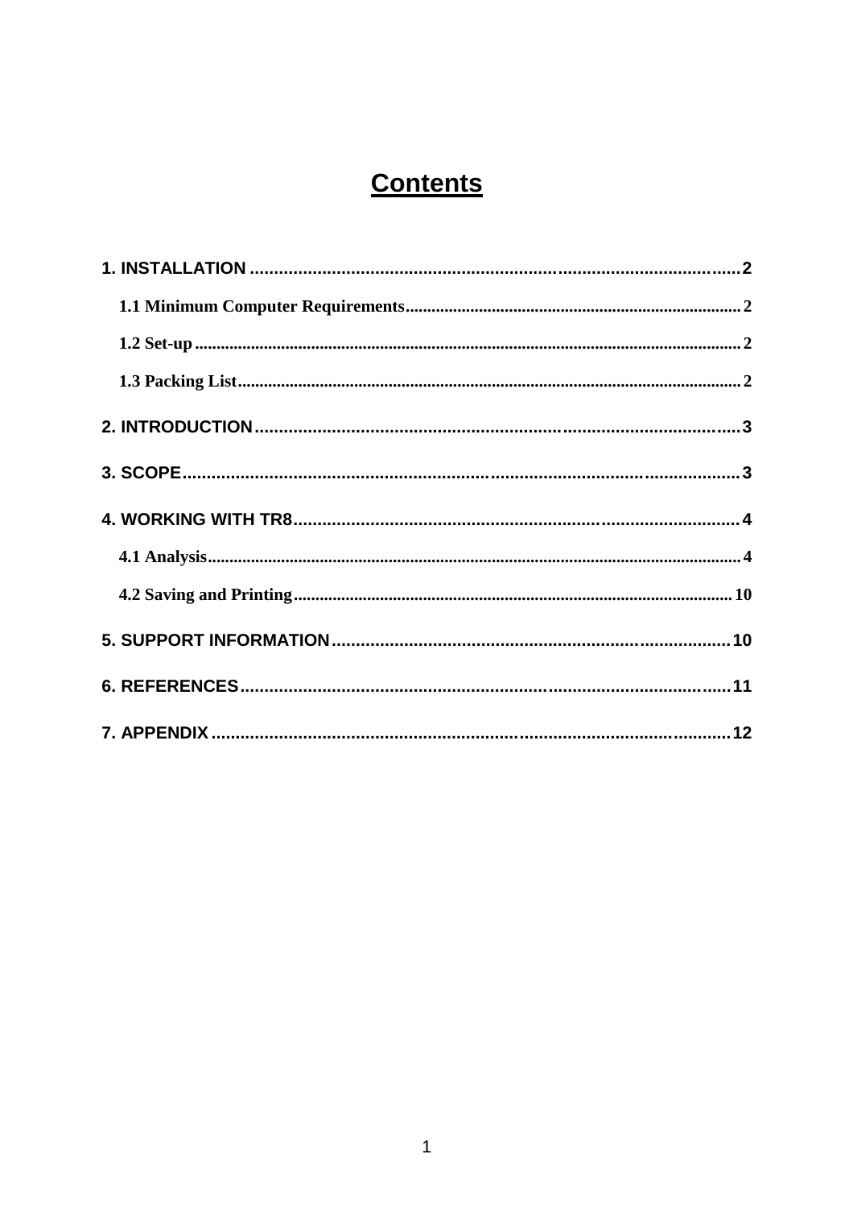# Contents

1. INSTALLATION .......... 2
   - 1.1 Minimum Computer Requirements .......... 2
   - 1.2 Set-up .......... 2
   - 1.3 Packing List .......... 2
2. INTRODUCTION .......... 3
3. SCOPE .......... 3
4. WORKING WITH TR8 .......... 4
   - 4.1 Analysis .......... 4
   - 4.2 Saving and Printing .......... 10
5. SUPPORT INFORMATION .......... 10
6. REFERENCES .......... 11
7. APPENDIX .......... 12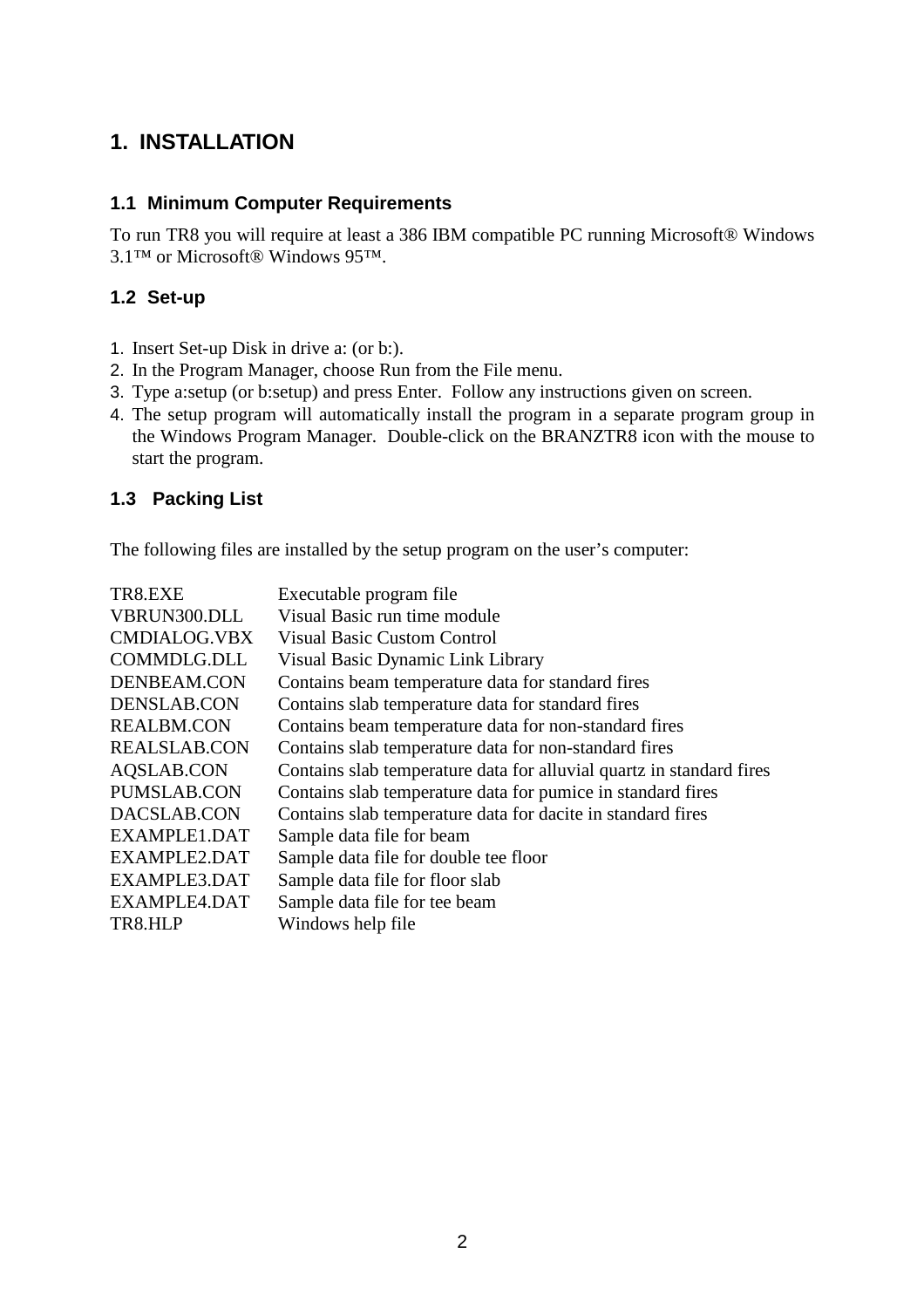# 1. INSTALLATION

## 1.1 Minimum Computer Requirements

To run TR8 you will require at least a 386 IBM compatible PC running Microsoft® Windows 3.1™ or Microsoft® Windows 95™.

## 1.2 Set-up

1. Insert Set-up Disk in drive a: (or b:).
2. In the Program Manager, choose Run from the File menu.
3. Type a:setup (or b:setup) and press Enter. Follow any instructions given on screen.
4. The setup program will automatically install the program in a separate program group in the Windows Program Manager. Double-click on the BRANZTR8 icon with the mouse to start the program.

## 1.3 Packing List

The following files are installed by the setup program on the user's computer:

| | |
|---|---|
| TR8.EXE | Executable program file |
| VBRUN300.DLL | Visual Basic run time module |
| CMDIALOG.VBX | Visual Basic Custom Control |
| COMMDLG.DLL | Visual Basic Dynamic Link Library |
| DENBEAM.CON | Contains beam temperature data for standard fires |
| DENSLAB.CON | Contains slab temperature data for standard fires |
| REALBM.CON | Contains beam temperature data for non-standard fires |
| REALSLAB.CON | Contains slab temperature data for non-standard fires |
| AQSLAB.CON | Contains slab temperature data for alluvial quartz in standard fires |
| PUMSLAB.CON | Contains slab temperature data for pumice in standard fires |
| DACSLAB.CON | Contains slab temperature data for dacite in standard fires |
| EXAMPLE1.DAT | Sample data file for beam |
| EXAMPLE2.DAT | Sample data file for double tee floor |
| EXAMPLE3.DAT | Sample data file for floor slab |
| EXAMPLE4.DAT | Sample data file for tee beam |
| TR8.HLP | Windows help file |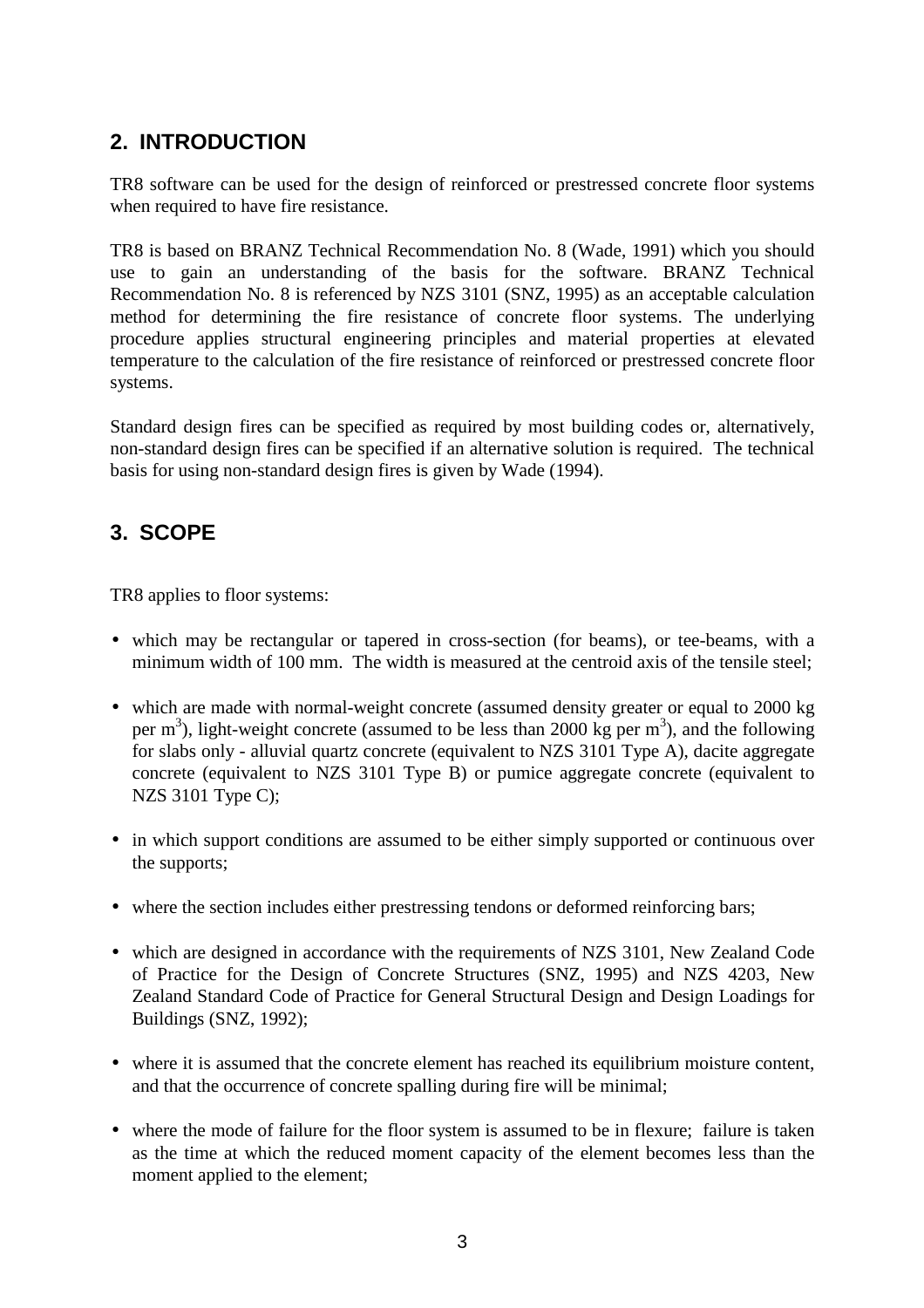## 2. INTRODUCTION

TR8 software can be used for the design of reinforced or prestressed concrete floor systems when required to have fire resistance.

TR8 is based on BRANZ Technical Recommendation No. 8 (Wade, 1991) which you should use to gain an understanding of the basis for the software. BRANZ Technical Recommendation No. 8 is referenced by NZS 3101 (SNZ, 1995) as an acceptable calculation method for determining the fire resistance of concrete floor systems. The underlying procedure applies structural engineering principles and material properties at elevated temperature to the calculation of the fire resistance of reinforced or prestressed concrete floor systems.

Standard design fires can be specified as required by most building codes or, alternatively, non-standard design fires can be specified if an alternative solution is required. The technical basis for using non-standard design fires is given by Wade (1994).

## 3. SCOPE

TR8 applies to floor systems:

- which may be rectangular or tapered in cross-section (for beams), or tee-beams, with a minimum width of 100 mm. The width is measured at the centroid axis of the tensile steel;
- which are made with normal-weight concrete (assumed density greater or equal to 2000 kg per $m^3$), light-weight concrete (assumed to be less than 2000 kg per $m^3$), and the following for slabs only - alluvial quartz concrete (equivalent to NZS 3101 Type A), dacite aggregate concrete (equivalent to NZS 3101 Type B) or pumice aggregate concrete (equivalent to NZS 3101 Type C);
- in which support conditions are assumed to be either simply supported or continuous over the supports;
- where the section includes either prestressing tendons or deformed reinforcing bars;
- which are designed in accordance with the requirements of NZS 3101, New Zealand Code of Practice for the Design of Concrete Structures (SNZ, 1995) and NZS 4203, New Zealand Standard Code of Practice for General Structural Design and Design Loadings for Buildings (SNZ, 1992);
- where it is assumed that the concrete element has reached its equilibrium moisture content, and that the occurrence of concrete spalling during fire will be minimal;
- where the mode of failure for the floor system is assumed to be in flexure; failure is taken as the time at which the reduced moment capacity of the element becomes less than the moment applied to the element;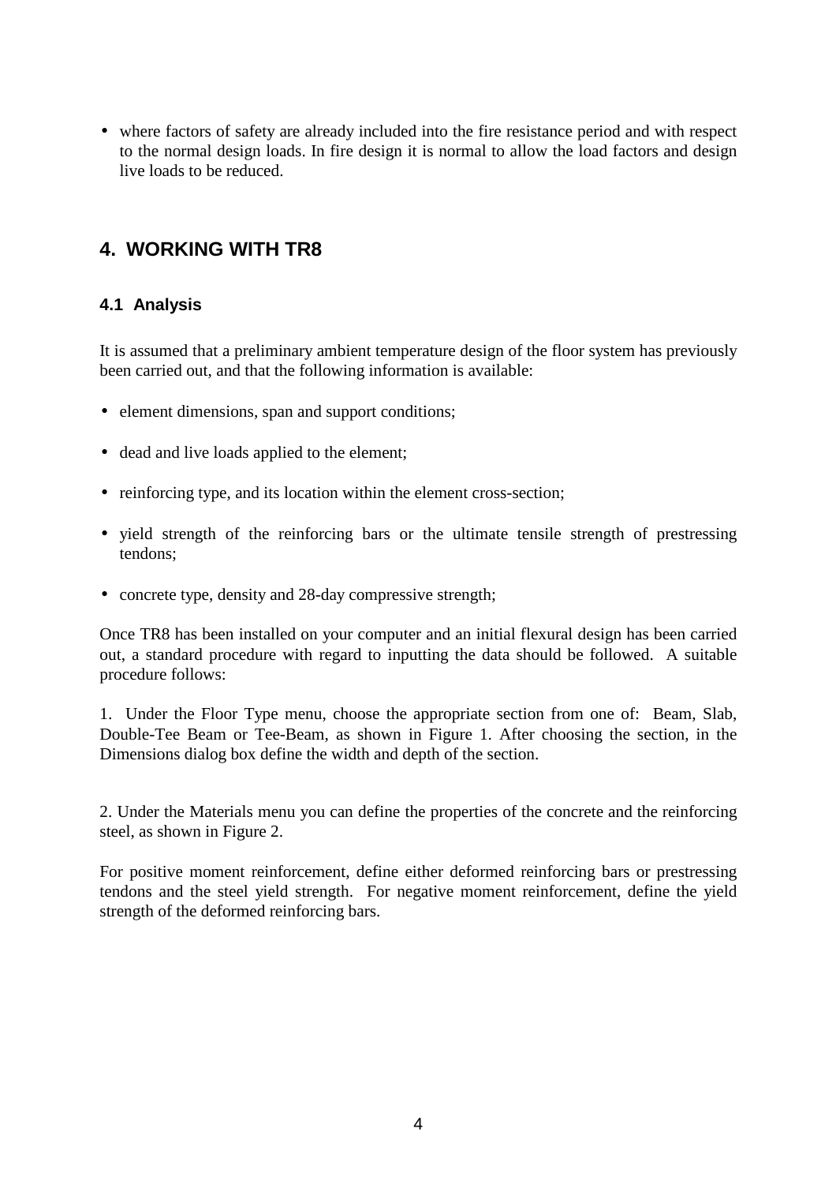- where factors of safety are already included into the fire resistance period and with respect to the normal design loads. In fire design it is normal to allow the load factors and design live loads to be reduced.

## 4. WORKING WITH TR8

### 4.1 Analysis

It is assumed that a preliminary ambient temperature design of the floor system has previously been carried out, and that the following information is available:

- element dimensions, span and support conditions;
- dead and live loads applied to the element;
- reinforcing type, and its location within the element cross-section;
- yield strength of the reinforcing bars or the ultimate tensile strength of prestressing tendons;
- concrete type, density and 28-day compressive strength;

Once TR8 has been installed on your computer and an initial flexural design has been carried out, a standard procedure with regard to inputting the data should be followed. A suitable procedure follows:

1. Under the Floor Type menu, choose the appropriate section from one of: Beam, Slab, Double-Tee Beam or Tee-Beam, as shown in Figure 1. After choosing the section, in the Dimensions dialog box define the width and depth of the section.

2. Under the Materials menu you can define the properties of the concrete and the reinforcing steel, as shown in Figure 2.

For positive moment reinforcement, define either deformed reinforcing bars or prestressing tendons and the steel yield strength. For negative moment reinforcement, define the yield strength of the deformed reinforcing bars.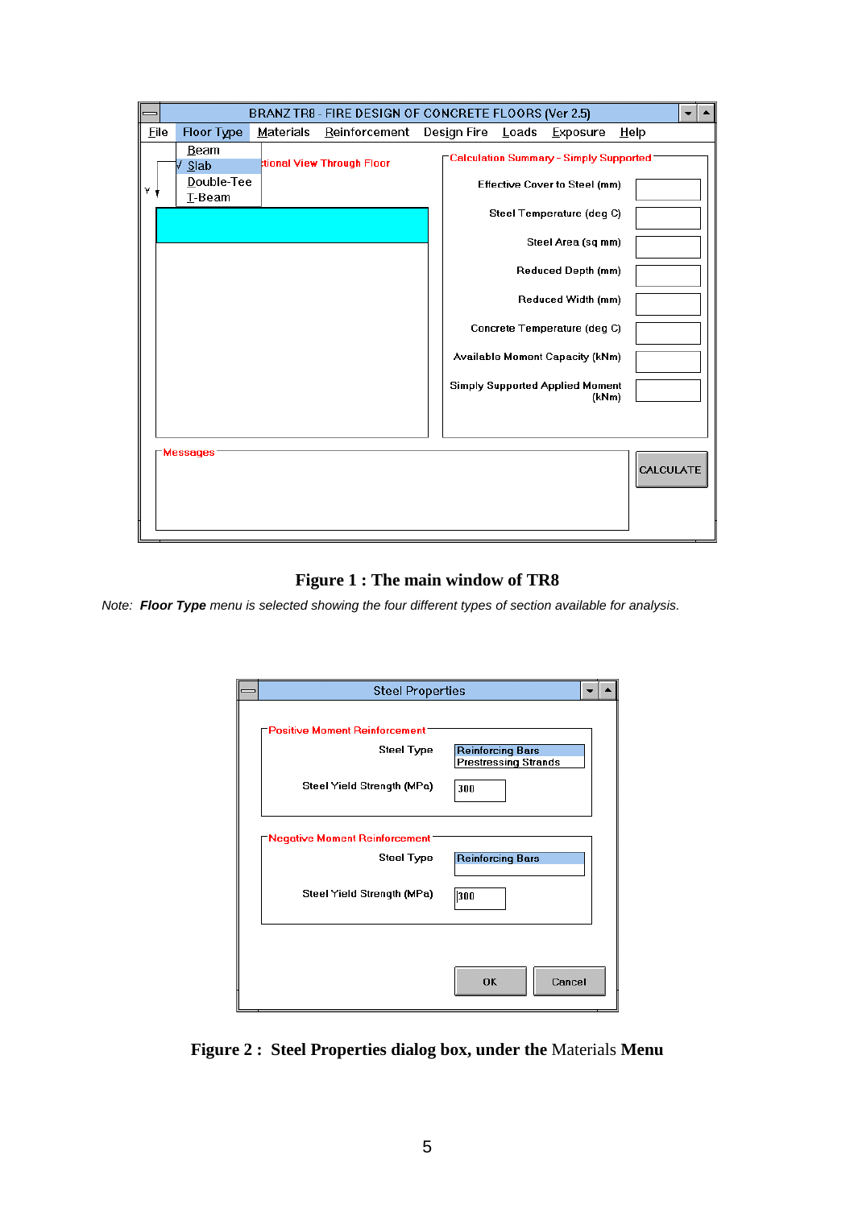**Figure 1 : The main window of TR8**

*Note: **Floor Type** menu is selected showing the four different types of section available for analysis.*

**Figure 2 : Steel Properties dialog box, under the** Materials **Menu**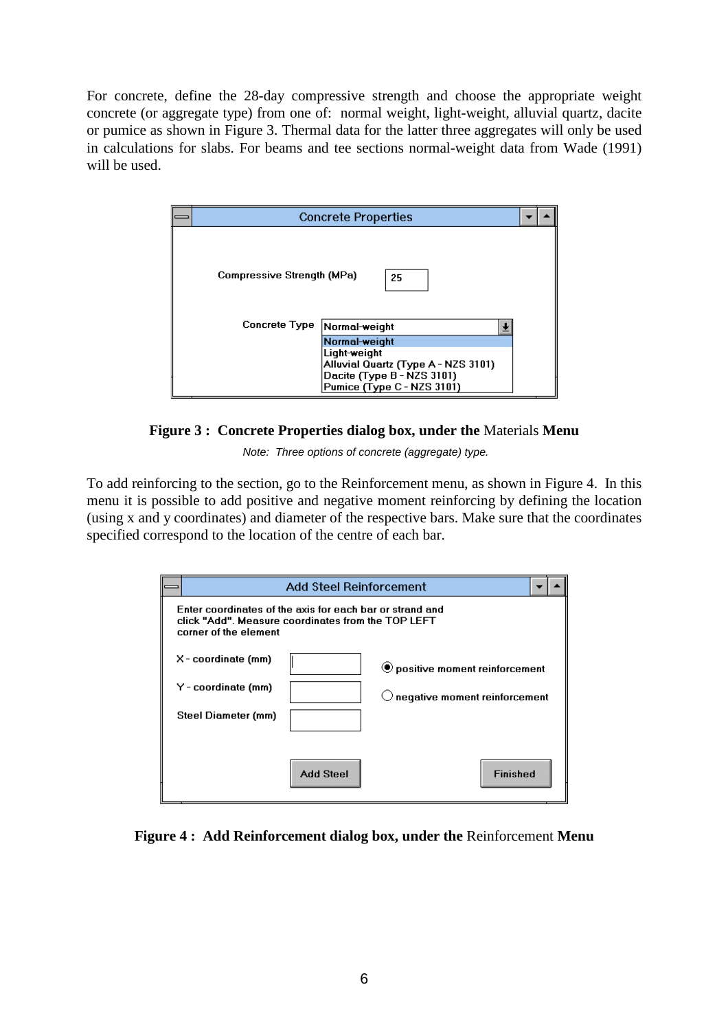For concrete, define the 28-day compressive strength and choose the appropriate weight concrete (or aggregate type) from one of: normal weight, light-weight, alluvial quartz, dacite or pumice as shown in Figure 3. Thermal data for the latter three aggregates will only be used in calculations for slabs. For beams and tee sections normal-weight data from Wade (1991) will be used.

Concrete Properties

Compressive Strength (MPa) 25

Concrete Type Normal-weight

Normal-weight
Light-weight
Alluvial Quartz (Type A - NZS 3101)
Dacite (Type B - NZS 3101)
Pumice (Type C - NZS 3101)

**Figure 3 : Concrete Properties dialog box, under the** Materials **Menu**

*Note: Three options of concrete (aggregate) type.*

To add reinforcing to the section, go to the Reinforcement menu, as shown in Figure 4. In this menu it is possible to add positive and negative moment reinforcing by defining the location (using x and y coordinates) and diameter of the respective bars. Make sure that the coordinates specified correspond to the location of the centre of each bar.

Add Steel Reinforcement

Enter coordinates of the axis for each bar or strand and click "Add". Measure coordinates from the TOP LEFT corner of the element

X - coordinate (mm)

Y - coordinate (mm)

Steel Diameter (mm)

positive moment reinforcement

negative moment reinforcement

Add Steel

Finished

**Figure 4 : Add Reinforcement dialog box, under the** Reinforcement **Menu**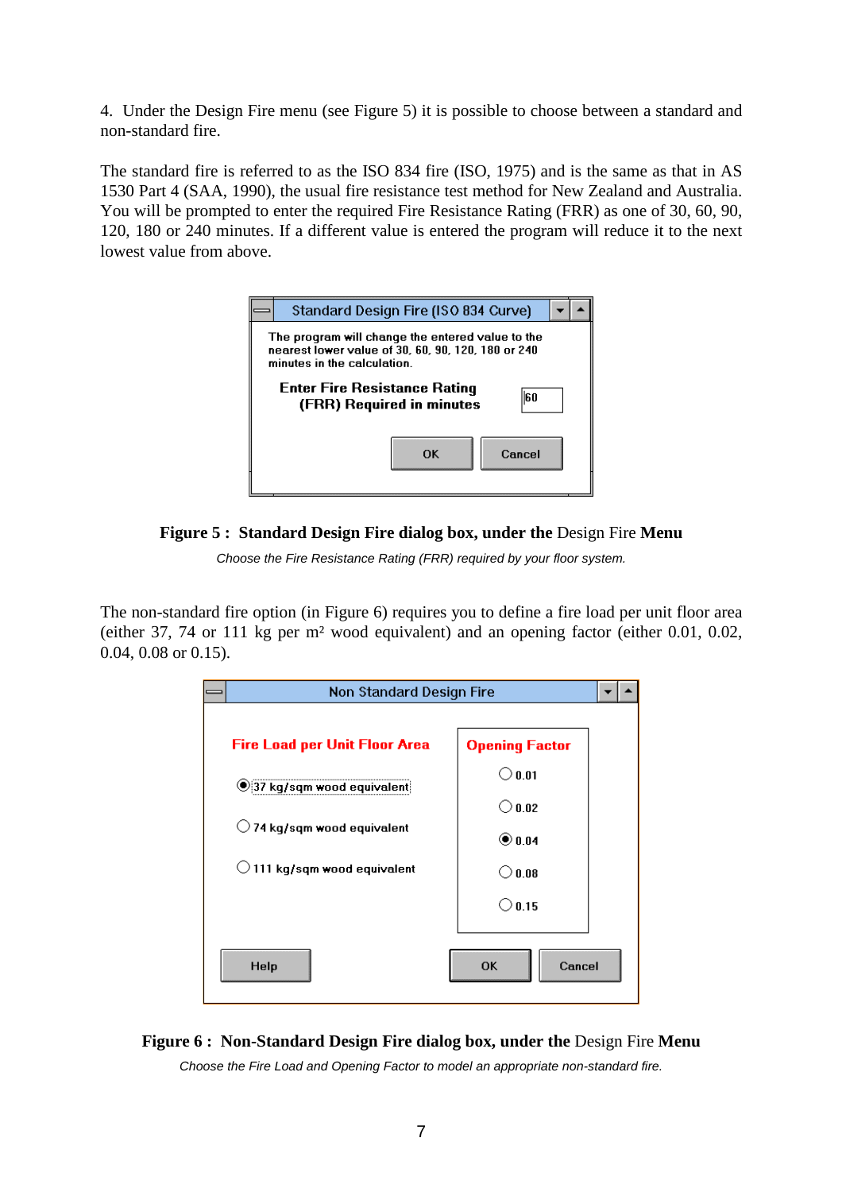4. Under the Design Fire menu (see Figure 5) it is possible to choose between a standard and non-standard fire.

The standard fire is referred to as the ISO 834 fire (ISO, 1975) and is the same as that in AS 1530 Part 4 (SAA, 1990), the usual fire resistance test method for New Zealand and Australia. You will be prompted to enter the required Fire Resistance Rating (FRR) as one of 30, 60, 90, 120, 180 or 240 minutes. If a different value is entered the program will reduce it to the next lowest value from above.

Standard Design Fire (ISO 834 Curve)

The program will change the entered value to the nearest lower value of 30, 60, 90, 120, 180 or 240 minutes in the calculation.

Enter Fire Resistance Rating (FRR) Required in minutes: 60

OK | Cancel

**Figure 5 : Standard Design Fire dialog box, under the** Design Fire **Menu**

*Choose the Fire Resistance Rating (FRR) required by your floor system.*

The non-standard fire option (in Figure 6) requires you to define a fire load per unit floor area (either 37, 74 or 111 kg per m² wood equivalent) and an opening factor (either 0.01, 0.02, 0.04, 0.08 or 0.15).

Non Standard Design Fire

Fire Load per Unit Floor Area
- (•) 37 kg/sqm wood equivalent
- ( ) 74 kg/sqm wood equivalent
- ( ) 111 kg/sqm wood equivalent

Opening Factor
- ( ) 0.01
- ( ) 0.02
- (•) 0.04
- ( ) 0.08
- ( ) 0.15

Help | OK | Cancel

**Figure 6 : Non-Standard Design Fire dialog box, under the** Design Fire **Menu**

*Choose the Fire Load and Opening Factor to model an appropriate non-standard fire.*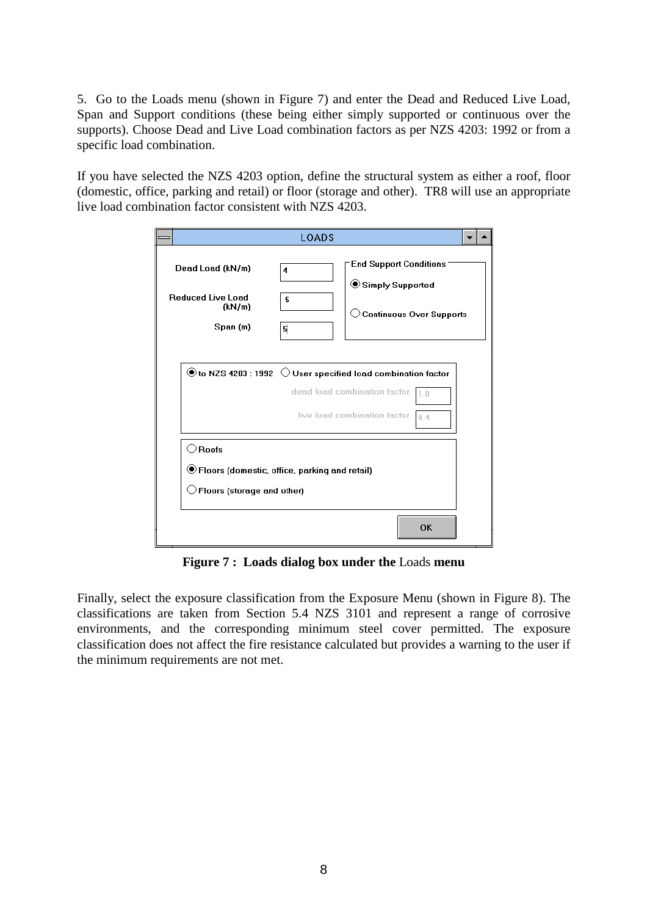5. Go to the Loads menu (shown in Figure 7) and enter the Dead and Reduced Live Load, Span and Support conditions (these being either simply supported or continuous over the supports). Choose Dead and Live Load combination factors as per NZS 4203: 1992 or from a specific load combination.

If you have selected the NZS 4203 option, define the structural system as either a roof, floor (domestic, office, parking and retail) or floor (storage and other). TR8 will use an appropriate live load combination factor consistent with NZS 4203.

**Figure 7 : Loads dialog box under the** Loads **menu**

Finally, select the exposure classification from the Exposure Menu (shown in Figure 8). The classifications are taken from Section 5.4 NZS 3101 and represent a range of corrosive environments, and the corresponding minimum steel cover permitted. The exposure classification does not affect the fire resistance calculated but provides a warning to the user if the minimum requirements are not met.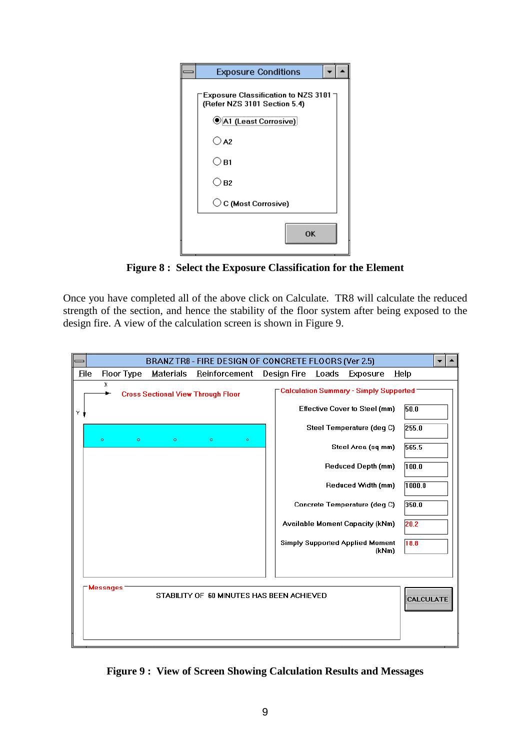**Figure 8 : Select the Exposure Classification for the Element**

Once you have completed all of the above click on Calculate. TR8 will calculate the reduced strength of the section, and hence the stability of the floor system after being exposed to the design fire. A view of the calculation screen is shown in Figure 9.

**Figure 9 : View of Screen Showing Calculation Results and Messages**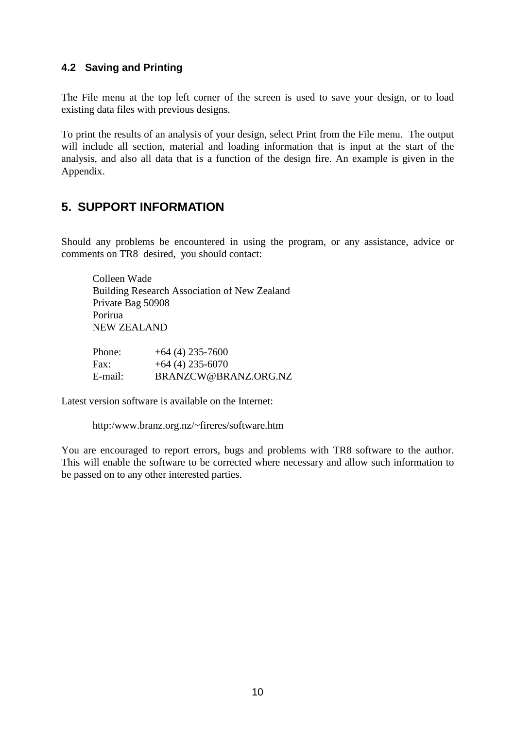### 4.2 Saving and Printing

The File menu at the top left corner of the screen is used to save your design, or to load existing data files with previous designs.

To print the results of an analysis of your design, select Print from the File menu. The output will include all section, material and loading information that is input at the start of the analysis, and also all data that is a function of the design fire. An example is given in the Appendix.

## 5. SUPPORT INFORMATION

Should any problems be encountered in using the program, or any assistance, advice or comments on TR8 desired, you should contact:

Colleen Wade
Building Research Association of New Zealand
Private Bag 50908
Porirua
NEW ZEALAND

| | |
|---|---|
| Phone: | +64 (4) 235-7600 |
| Fax: | +64 (4) 235-6070 |
| E-mail: | BRANZCW@BRANZ.ORG.NZ |

Latest version software is available on the Internet:

http:/www.branz.org.nz/~fireres/software.htm

You are encouraged to report errors, bugs and problems with TR8 software to the author. This will enable the software to be corrected where necessary and allow such information to be passed on to any other interested parties.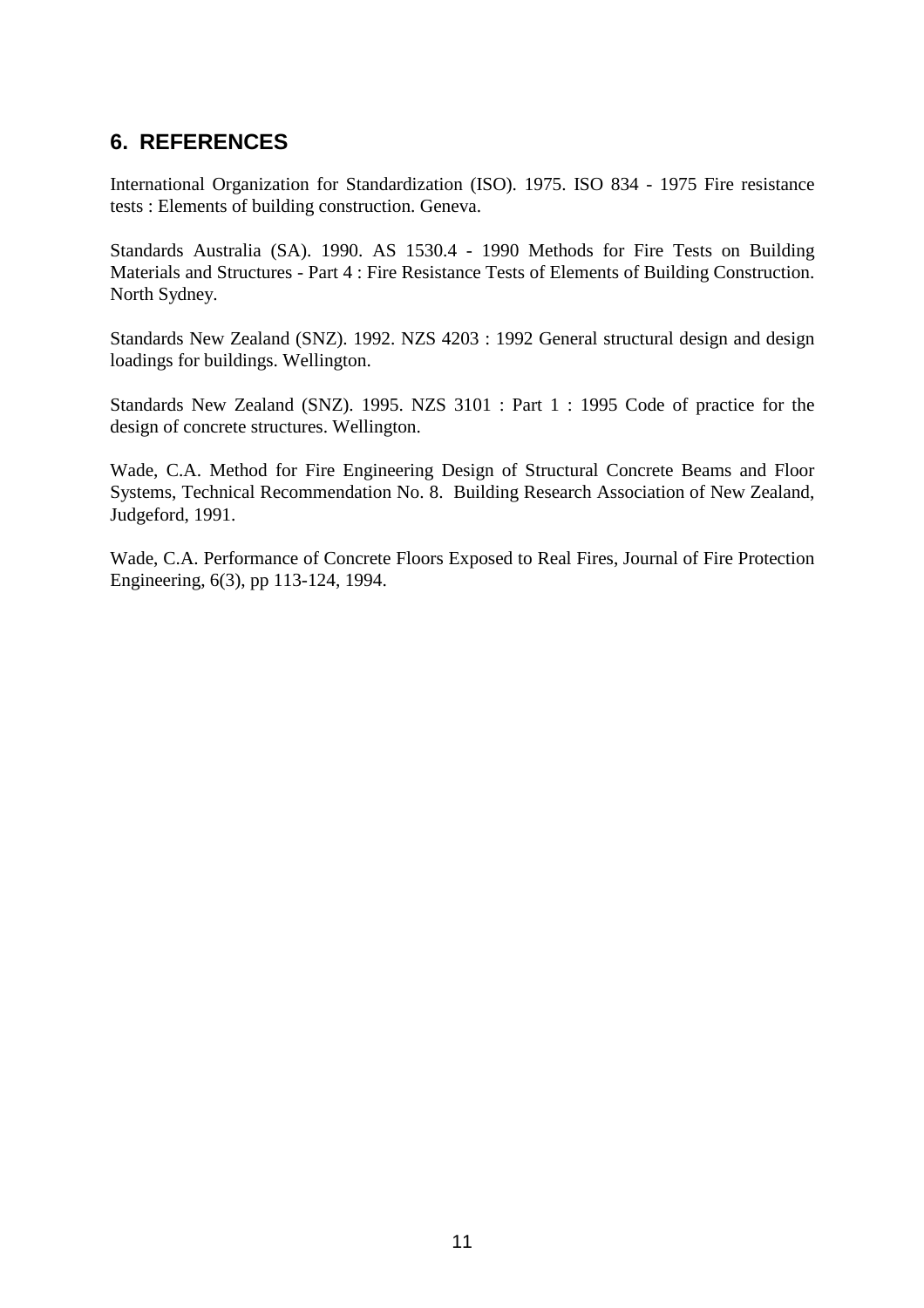## 6. REFERENCES

International Organization for Standardization (ISO). 1975. ISO 834 - 1975 Fire resistance tests : Elements of building construction. Geneva.

Standards Australia (SA). 1990. AS 1530.4 - 1990 Methods for Fire Tests on Building Materials and Structures - Part 4 : Fire Resistance Tests of Elements of Building Construction. North Sydney.

Standards New Zealand (SNZ). 1992. NZS 4203 : 1992 General structural design and design loadings for buildings. Wellington.

Standards New Zealand (SNZ). 1995. NZS 3101 : Part 1 : 1995 Code of practice for the design of concrete structures. Wellington.

Wade, C.A. Method for Fire Engineering Design of Structural Concrete Beams and Floor Systems, Technical Recommendation No. 8. Building Research Association of New Zealand, Judgeford, 1991.

Wade, C.A. Performance of Concrete Floors Exposed to Real Fires, Journal of Fire Protection Engineering, 6(3), pp 113-124, 1994.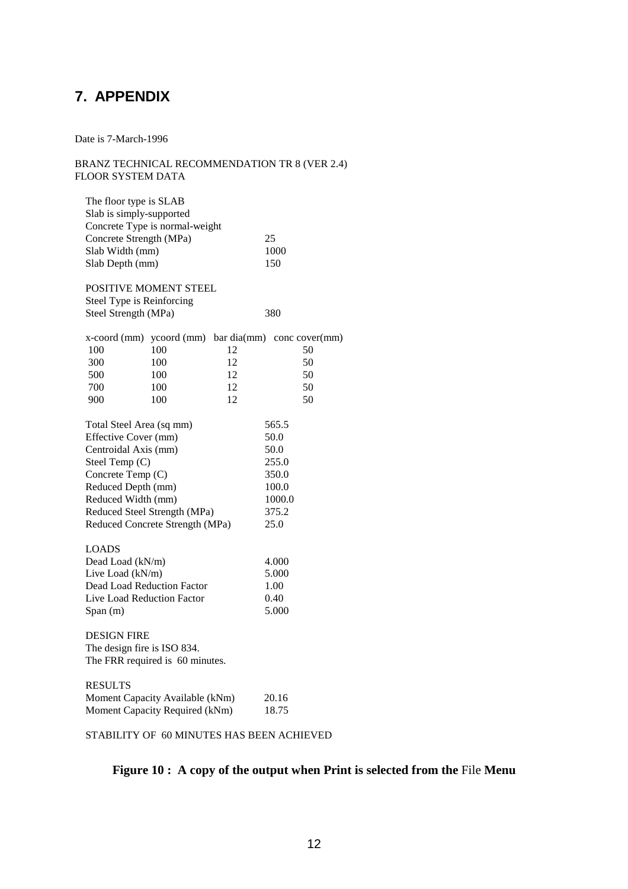# 7. APPENDIX

Date is 7-March-1996

BRANZ TECHNICAL RECOMMENDATION TR 8 (VER 2.4)
FLOOR SYSTEM DATA

The floor type is SLAB
Slab is simply-supported
Concrete Type is normal-weight

| | |
|---|---|
| Concrete Strength (MPa) | 25 |
| Slab Width (mm) | 1000 |
| Slab Depth (mm) | 150 |

POSITIVE MOMENT STEEL
Steel Type is Reinforcing

| | |
|---|---|
| Steel Strength (MPa) | 380 |

| x-coord (mm) | ycoord (mm) | bar dia(mm) | conc cover(mm) |
|---|---|---|---|
| 100 | 100 | 12 | 50 |
| 300 | 100 | 12 | 50 |
| 500 | 100 | 12 | 50 |
| 700 | 100 | 12 | 50 |
| 900 | 100 | 12 | 50 |

| | |
|---|---|
| Total Steel Area (sq mm) | 565.5 |
| Effective Cover (mm) | 50.0 |
| Centroidal Axis (mm) | 50.0 |
| Steel Temp (C) | 255.0 |
| Concrete Temp (C) | 350.0 |
| Reduced Depth (mm) | 100.0 |
| Reduced Width (mm) | 1000.0 |
| Reduced Steel Strength (MPa) | 375.2 |
| Reduced Concrete Strength (MPa) | 25.0 |

LOADS

| | |
|---|---|
| Dead Load (kN/m) | 4.000 |
| Live Load (kN/m) | 5.000 |
| Dead Load Reduction Factor | 1.00 |
| Live Load Reduction Factor | 0.40 |
| Span (m) | 5.000 |

DESIGN FIRE
The design fire is ISO 834.
The FRR required is 60 minutes.

RESULTS

| | |
|---|---|
| Moment Capacity Available (kNm) | 20.16 |
| Moment Capacity Required (kNm) | 18.75 |

STABILITY OF 60 MINUTES HAS BEEN ACHIEVED

**Figure 10 : A copy of the output when Print is selected from the** File **Menu**